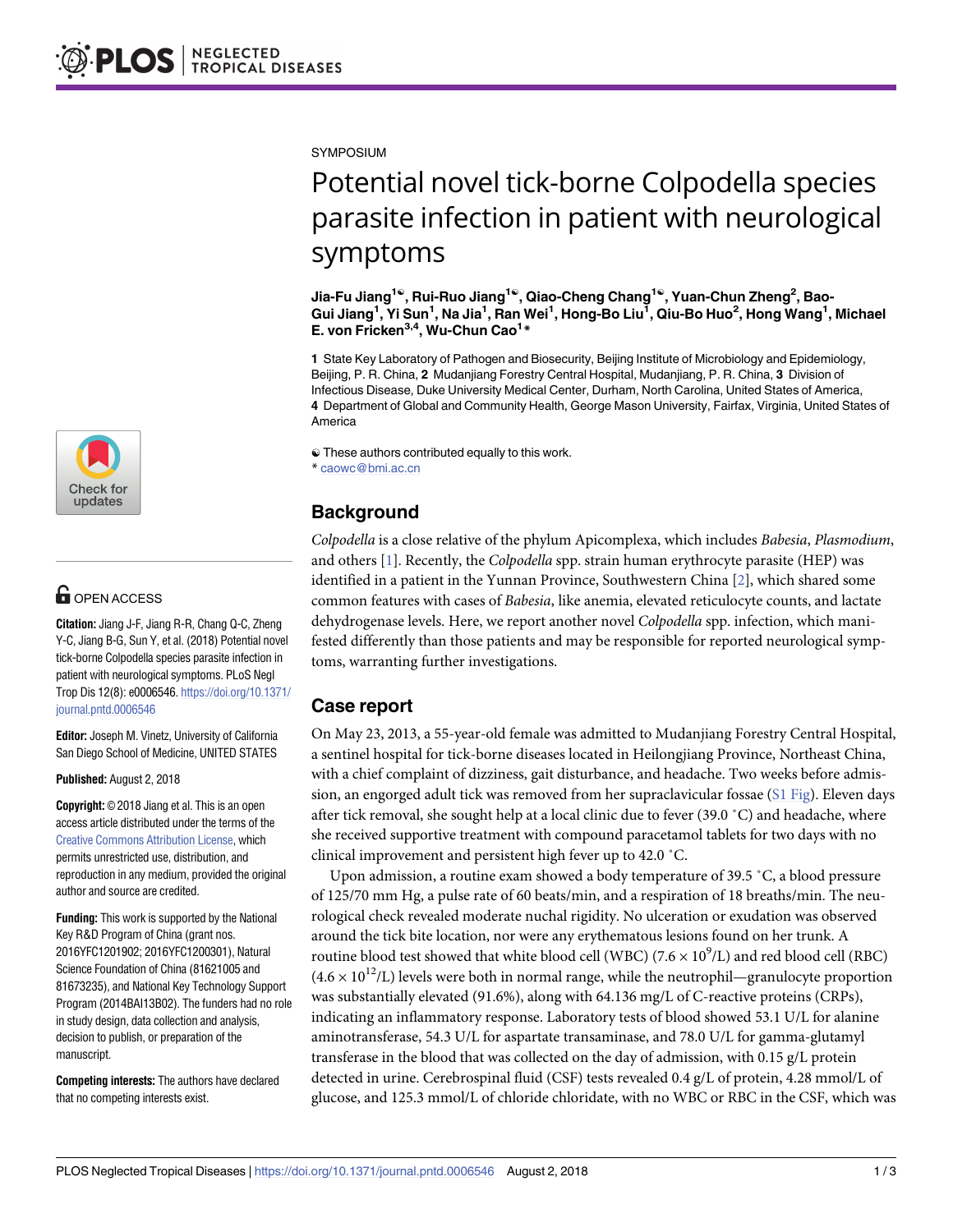SYMPOSIUM

# Potential novel tick-borne Colpodella species parasite infection in patient with neurological symptoms

**Jia-Fu Jiang[1☯], Rui-Ruo Jiang[1☯], Qiao-Cheng Chang[1☯], Yuan-Chun Zheng[2], Bao-Gui Jiang[1], Yi Sun[1], Na Jia[1], Ran Wei[1], Hong-Bo Liu[1], Qiu-Bo Huo[2], Hong Wang[1], Michael E. von Fricken[3,4], Wu-Chun Cao[1]*]**

**1** State Key Laboratory of Pathogen and Biosecurity, Beijing Institute of Microbiology and Epidemiology, Beijing, P. R. China, **2** Mudanjiang Forestry Central Hospital, Mudanjiang, P. R. China, **3** Division of Infectious Disease, Duke University Medical Center, Durham, North Carolina, United States of America, **4** Department of Global and Community Health, George Mason University, Fairfax, Virginia, United States of America

☯ These authors contributed equally to this work.
* caowc@bmi.ac.cn

OPEN ACCESS

**Citation:** Jiang J-F, Jiang R-R, Chang Q-C, Zheng Y-C, Jiang B-G, Sun Y, et al. (2018) Potential novel tick-borne Colpodella species parasite infection in patient with neurological symptoms. PLoS Negl Trop Dis 12(8): e0006546. https://doi.org/10.1371/journal.pntd.0006546

**Editor:** Joseph M. Vinetz, University of California San Diego School of Medicine, UNITED STATES

**Published:** August 2, 2018

**Copyright:** © 2018 Jiang et al. This is an open access article distributed under the terms of the Creative Commons Attribution License, which permits unrestricted use, distribution, and reproduction in any medium, provided the original author and source are credited.

**Funding:** This work is supported by the National Key R&D Program of China (grant nos. 2016YFC1201902; 2016YFC1200301), Natural Science Foundation of China (81621005 and 81673235), and National Key Technology Support Program (2014BAI13B02). The funders had no role in study design, data collection and analysis, decision to publish, or preparation of the manuscript.

**Competing interests:** The authors have declared that no competing interests exist.

## Background

*Colpodella* is a close relative of the phylum Apicomplexa, which includes *Babesia*, *Plasmodium*, and others [1]. Recently, the *Colpodella* spp. strain human erythrocyte parasite (HEP) was identified in a patient in the Yunnan Province, Southwestern China [2], which shared some common features with cases of *Babesia*, like anemia, elevated reticulocyte counts, and lactate dehydrogenase levels. Here, we report another novel *Colpodella* spp. infection, which manifested differently than those patients and may be responsible for reported neurological symptoms, warranting further investigations.

## Case report

On May 23, 2013, a 55-year-old female was admitted to Mudanjiang Forestry Central Hospital, a sentinel hospital for tick-borne diseases located in Heilongjiang Province, Northeast China, with a chief complaint of dizziness, gait disturbance, and headache. Two weeks before admission, an engorged adult tick was removed from her supraclavicular fossae (S1 Fig). Eleven days after tick removal, she sought help at a local clinic due to fever (39.0 ˚C) and headache, where she received supportive treatment with compound paracetamol tablets for two days with no clinical improvement and persistent high fever up to 42.0 ˚C.

Upon admission, a routine exam showed a body temperature of 39.5 ˚C, a blood pressure of 125/70 mm Hg, a pulse rate of 60 beats/min, and a respiration of 18 breaths/min. The neurological check revealed moderate nuchal rigidity. No ulceration or exudation was observed around the tick bite location, nor were any erythematous lesions found on her trunk. A routine blood test showed that white blood cell (WBC) ($7.6 \times 10^9$/L) and red blood cell (RBC) ($4.6 \times 10^{12}$/L) levels were both in normal range, while the neutrophil—granulocyte proportion was substantially elevated (91.6%), along with 64.136 mg/L of C-reactive proteins (CRPs), indicating an inflammatory response. Laboratory tests of blood showed 53.1 U/L for alanine aminotransferase, 54.3 U/L for aspartate transaminase, and 78.0 U/L for gamma-glutamyl transferase in the blood that was collected on the day of admission, with 0.15 g/L protein detected in urine. Cerebrospinal fluid (CSF) tests revealed 0.4 g/L of protein, 4.28 mmol/L of glucose, and 125.3 mmol/L of chloride chloridate, with no WBC or RBC in the CSF, which was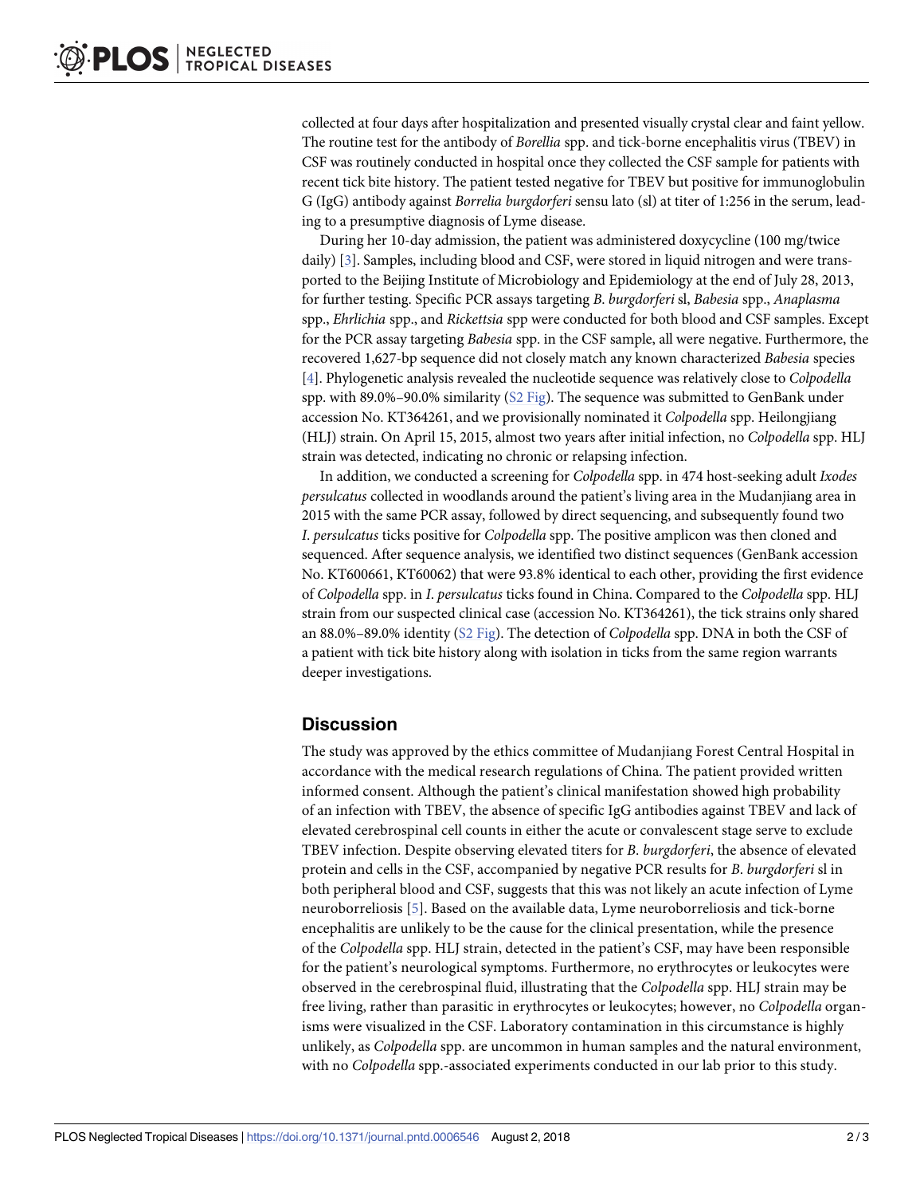collected at four days after hospitalization and presented visually crystal clear and faint yellow. The routine test for the antibody of *Borellia* spp. and tick-borne encephalitis virus (TBEV) in CSF was routinely conducted in hospital once they collected the CSF sample for patients with recent tick bite history. The patient tested negative for TBEV but positive for immunoglobulin G (IgG) antibody against *Borrelia burgdorferi* sensu lato (sl) at titer of 1:256 in the serum, leading to a presumptive diagnosis of Lyme disease.

During her 10-day admission, the patient was administered doxycycline (100 mg/twice daily) [3]. Samples, including blood and CSF, were stored in liquid nitrogen and were transported to the Beijing Institute of Microbiology and Epidemiology at the end of July 28, 2013, for further testing. Specific PCR assays targeting *B. burgdorferi* sl, *Babesia* spp., *Anaplasma* spp., *Ehrlichia* spp., and *Rickettsia* spp were conducted for both blood and CSF samples. Except for the PCR assay targeting *Babesia* spp. in the CSF sample, all were negative. Furthermore, the recovered 1,627-bp sequence did not closely match any known characterized *Babesia* species [4]. Phylogenetic analysis revealed the nucleotide sequence was relatively close to *Colpodella* spp. with 89.0%–90.0% similarity (S2 Fig). The sequence was submitted to GenBank under accession No. KT364261, and we provisionally nominated it *Colpodella* spp. Heilongjiang (HLJ) strain. On April 15, 2015, almost two years after initial infection, no *Colpodella* spp. HLJ strain was detected, indicating no chronic or relapsing infection.

In addition, we conducted a screening for *Colpodella* spp. in 474 host-seeking adult *Ixodes persulcatus* collected in woodlands around the patient's living area in the Mudanjiang area in 2015 with the same PCR assay, followed by direct sequencing, and subsequently found two *I. persulcatus* ticks positive for *Colpodella* spp. The positive amplicon was then cloned and sequenced. After sequence analysis, we identified two distinct sequences (GenBank accession No. KT600661, KT60062) that were 93.8% identical to each other, providing the first evidence of *Colpodella* spp. in *I. persulcatus* ticks found in China. Compared to the *Colpodella* spp. HLJ strain from our suspected clinical case (accession No. KT364261), the tick strains only shared an 88.0%–89.0% identity (S2 Fig). The detection of *Colpodella* spp. DNA in both the CSF of a patient with tick bite history along with isolation in ticks from the same region warrants deeper investigations.

## Discussion

The study was approved by the ethics committee of Mudanjiang Forest Central Hospital in accordance with the medical research regulations of China. The patient provided written informed consent. Although the patient's clinical manifestation showed high probability of an infection with TBEV, the absence of specific IgG antibodies against TBEV and lack of elevated cerebrospinal cell counts in either the acute or convalescent stage serve to exclude TBEV infection. Despite observing elevated titers for *B. burgdorferi*, the absence of elevated protein and cells in the CSF, accompanied by negative PCR results for *B. burgdorferi* sl in both peripheral blood and CSF, suggests that this was not likely an acute infection of Lyme neuroborreliosis [5]. Based on the available data, Lyme neuroborreliosis and tick-borne encephalitis are unlikely to be the cause for the clinical presentation, while the presence of the *Colpodella* spp. HLJ strain, detected in the patient's CSF, may have been responsible for the patient's neurological symptoms. Furthermore, no erythrocytes or leukocytes were observed in the cerebrospinal fluid, illustrating that the *Colpodella* spp. HLJ strain may be free living, rather than parasitic in erythrocytes or leukocytes; however, no *Colpodella* organisms were visualized in the CSF. Laboratory contamination in this circumstance is highly unlikely, as *Colpodella* spp. are uncommon in human samples and the natural environment, with no *Colpodella* spp.-associated experiments conducted in our lab prior to this study.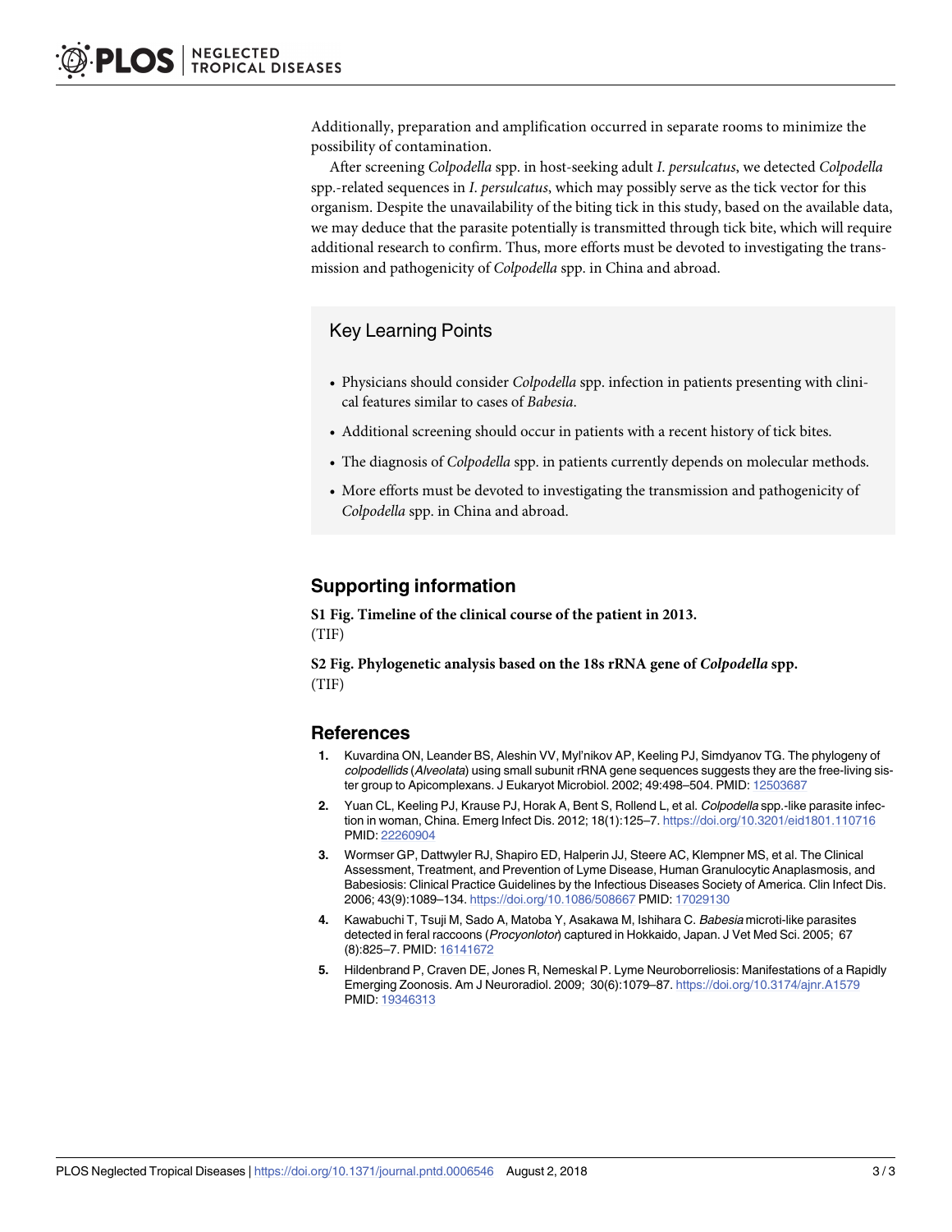Additionally, preparation and amplification occurred in separate rooms to minimize the possibility of contamination.

After screening *Colpodella* spp. in host-seeking adult *I. persulcatus*, we detected *Colpodella* spp.-related sequences in *I. persulcatus*, which may possibly serve as the tick vector for this organism. Despite the unavailability of the biting tick in this study, based on the available data, we may deduce that the parasite potentially is transmitted through tick bite, which will require additional research to confirm. Thus, more efforts must be devoted to investigating the transmission and pathogenicity of *Colpodella* spp. in China and abroad.

### Key Learning Points

- Physicians should consider *Colpodella* spp. infection in patients presenting with clinical features similar to cases of *Babesia*.
- Additional screening should occur in patients with a recent history of tick bites.
- The diagnosis of *Colpodella* spp. in patients currently depends on molecular methods.
- More efforts must be devoted to investigating the transmission and pathogenicity of *Colpodella* spp. in China and abroad.

## Supporting information

**S1 Fig. Timeline of the clinical course of the patient in 2013.**
(TIF)

**S2 Fig. Phylogenetic analysis based on the 18s rRNA gene of *Colpodella* spp.**
(TIF)

## References

1. Kuvardina ON, Leander BS, Aleshin VV, Myl'nikov AP, Keeling PJ, Simdyanov TG. The phylogeny of *colpodellids* (*Alveolata*) using small subunit rRNA gene sequences suggests they are the free-living sister group to Apicomplexans. J Eukaryot Microbiol. 2002; 49:498–504. PMID: 12503687
2. Yuan CL, Keeling PJ, Krause PJ, Horak A, Bent S, Rollend L, et al. *Colpodella* spp.-like parasite infection in woman, China. Emerg Infect Dis. 2012; 18(1):125–7. https://doi.org/10.3201/eid1801.110716 PMID: 22260904
3. Wormser GP, Dattwyler RJ, Shapiro ED, Halperin JJ, Steere AC, Klempner MS, et al. The Clinical Assessment, Treatment, and Prevention of Lyme Disease, Human Granulocytic Anaplasmosis, and Babesiosis: Clinical Practice Guidelines by the Infectious Diseases Society of America. Clin Infect Dis. 2006; 43(9):1089–134. https://doi.org/10.1086/508667 PMID: 17029130
4. Kawabuchi T, Tsuji M, Sado A, Matoba Y, Asakawa M, Ishihara C. *Babesia* microti-like parasites detected in feral raccoons (*Procyonlotor*) captured in Hokkaido, Japan. J Vet Med Sci. 2005; 67 (8):825–7. PMID: 16141672
5. Hildenbrand P, Craven DE, Jones R, Nemeskal P. Lyme Neuroborreliosis: Manifestations of a Rapidly Emerging Zoonosis. Am J Neuroradiol. 2009; 30(6):1079–87. https://doi.org/10.3174/ajnr.A1579 PMID: 19346313